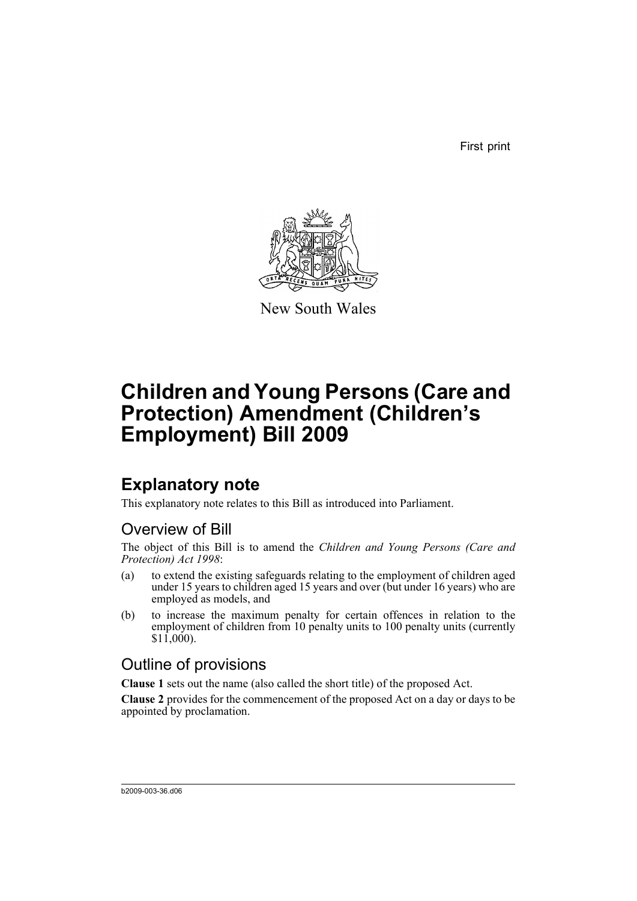First print

New South Wales

# Children and Young Persons (Care and Protection) Amendment (Children's Employment) Bill 2009

## Explanatory note

This explanatory note relates to this Bill as introduced into Parliament.

### Overview of Bill

The object of this Bill is to amend the *Children and Young Persons (Care and Protection) Act 1998*:

(a) to extend the existing safeguards relating to the employment of children aged under 15 years to children aged 15 years and over (but under 16 years) who are employed as models, and

(b) to increase the maximum penalty for certain offences in relation to the employment of children from 10 penalty units to 100 penalty units (currently $11,000).

### Outline of provisions

**Clause 1** sets out the name (also called the short title) of the proposed Act.

**Clause 2** provides for the commencement of the proposed Act on a day or days to be appointed by proclamation.

b2009-003-36.d06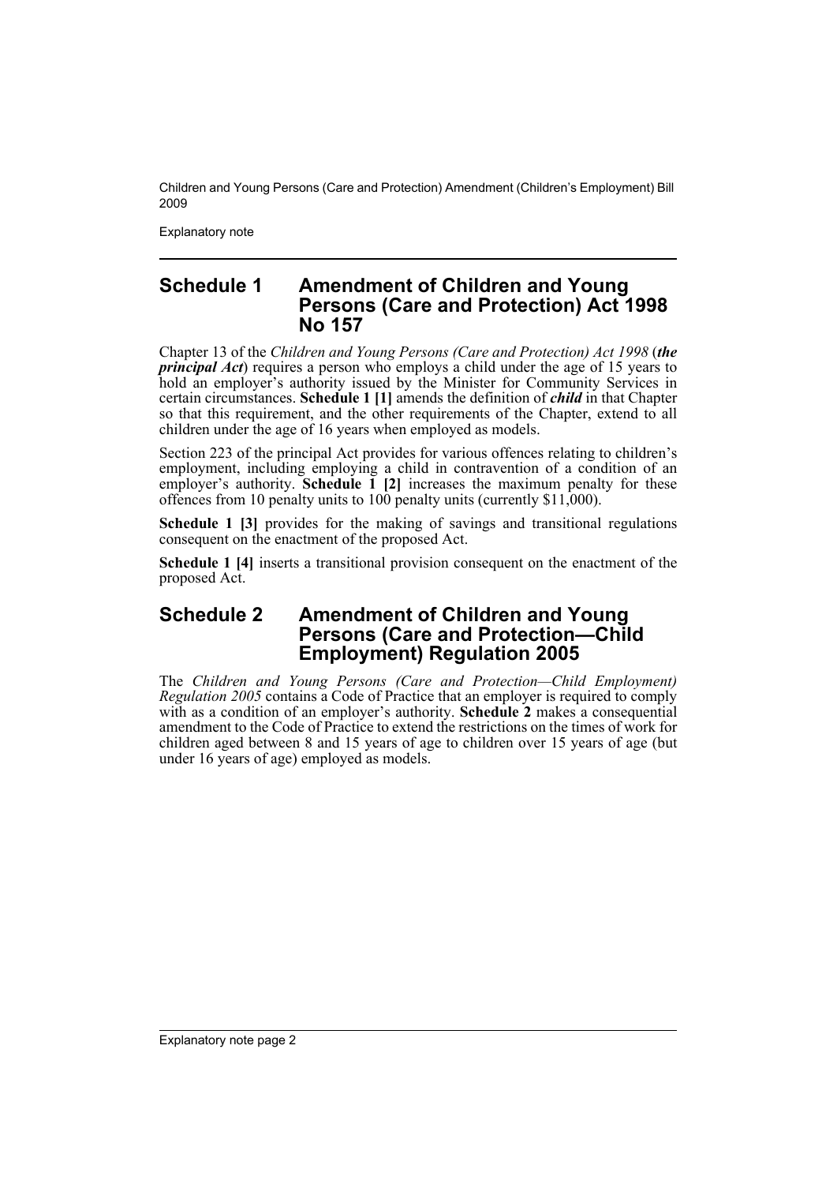## Schedule 1 Amendment of Children and Young Persons (Care and Protection) Act 1998 No 157

Chapter 13 of the *Children and Young Persons (Care and Protection) Act 1998* (***the principal Act***) requires a person who employs a child under the age of 15 years to hold an employer's authority issued by the Minister for Community Services in certain circumstances. **Schedule 1 [1]** amends the definition of ***child*** in that Chapter so that this requirement, and the other requirements of the Chapter, extend to all children under the age of 16 years when employed as models.

Section 223 of the principal Act provides for various offences relating to children's employment, including employing a child in contravention of a condition of an employer's authority. **Schedule 1 [2]** increases the maximum penalty for these offences from 10 penalty units to 100 penalty units (currently $11,000).

**Schedule 1 [3]** provides for the making of savings and transitional regulations consequent on the enactment of the proposed Act.

**Schedule 1 [4]** inserts a transitional provision consequent on the enactment of the proposed Act.

## Schedule 2 Amendment of Children and Young Persons (Care and Protection—Child Employment) Regulation 2005

The *Children and Young Persons (Care and Protection—Child Employment) Regulation 2005* contains a Code of Practice that an employer is required to comply with as a condition of an employer's authority. **Schedule 2** makes a consequential amendment to the Code of Practice to extend the restrictions on the times of work for children aged between 8 and 15 years of age to children over 15 years of age (but under 16 years of age) employed as models.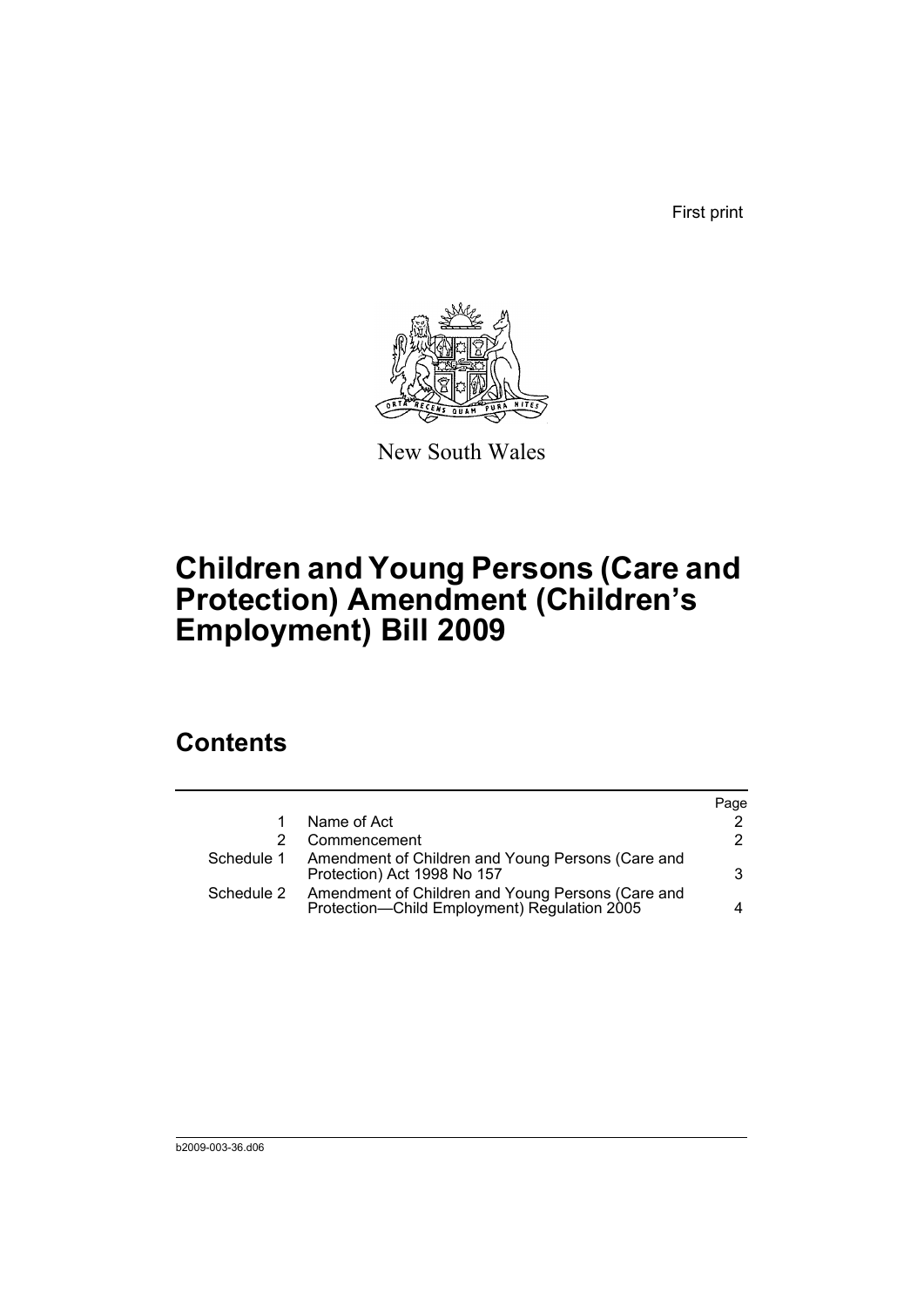First print

New South Wales

# Children and Young Persons (Care and Protection) Amendment (Children's Employment) Bill 2009

## Contents

| | | Page |
|---|---|---|
| 1 | Name of Act | 2 |
| 2 | Commencement | 2 |
| Schedule 1 | Amendment of Children and Young Persons (Care and Protection) Act 1998 No 157 | 3 |
| Schedule 2 | Amendment of Children and Young Persons (Care and Protection—Child Employment) Regulation 2005 | 4 |

b2009-003-36.d06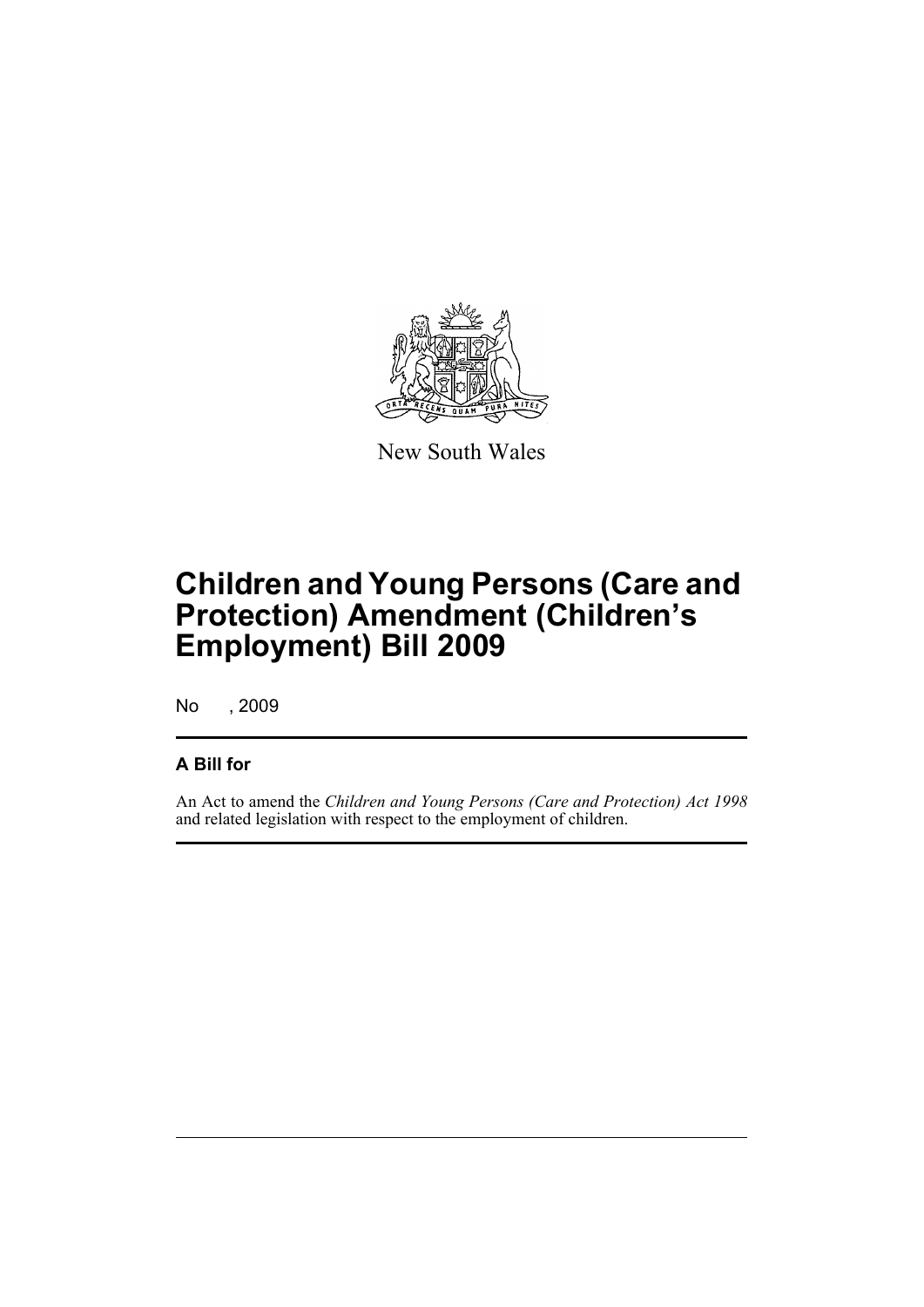New South Wales

# Children and Young Persons (Care and Protection) Amendment (Children's Employment) Bill 2009

No , 2009

## A Bill for

An Act to amend the *Children and Young Persons (Care and Protection) Act 1998* and related legislation with respect to the employment of children.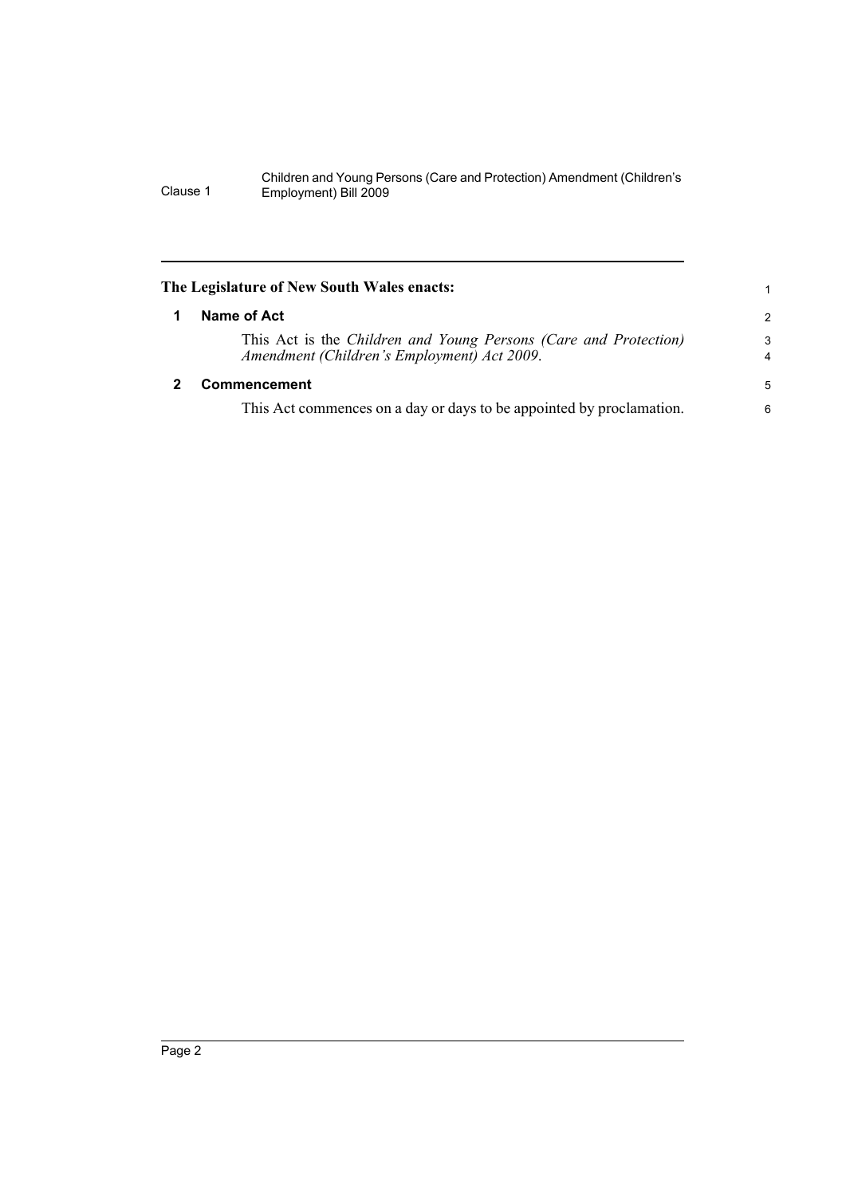**The Legislature of New South Wales enacts:**

## 1 Name of Act

This Act is the *Children and Young Persons (Care and Protection) Amendment (Children's Employment) Act 2009*.

## 2 Commencement

This Act commences on a day or days to be appointed by proclamation.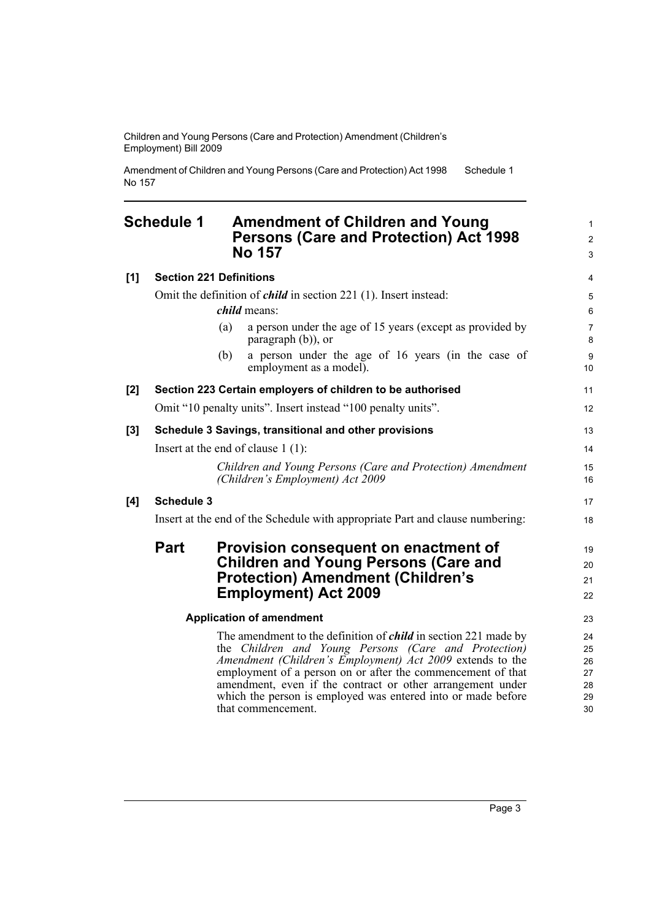# Schedule 1 Amendment of Children and Young Persons (Care and Protection) Act 1998 No 157

**[1] Section 221 Definitions**

Omit the definition of ***child*** in section 221 (1). Insert instead:

> ***child*** means:
>
> (a) a person under the age of 15 years (except as provided by paragraph (b)), or
>
> (b) a person under the age of 16 years (in the case of employment as a model).

**[2] Section 223 Certain employers of children to be authorised**

Omit "10 penalty units". Insert instead "100 penalty units".

**[3] Schedule 3 Savings, transitional and other provisions**

Insert at the end of clause 1 (1):

> *Children and Young Persons (Care and Protection) Amendment (Children's Employment) Act 2009*

**[4] Schedule 3**

Insert at the end of the Schedule with appropriate Part and clause numbering:

## Part Provision consequent on enactment of Children and Young Persons (Care and Protection) Amendment (Children's Employment) Act 2009

### Application of amendment

The amendment to the definition of ***child*** in section 221 made by the *Children and Young Persons (Care and Protection) Amendment (Children's Employment) Act 2009* extends to the employment of a person on or after the commencement of that amendment, even if the contract or other arrangement under which the person is employed was entered into or made before that commencement.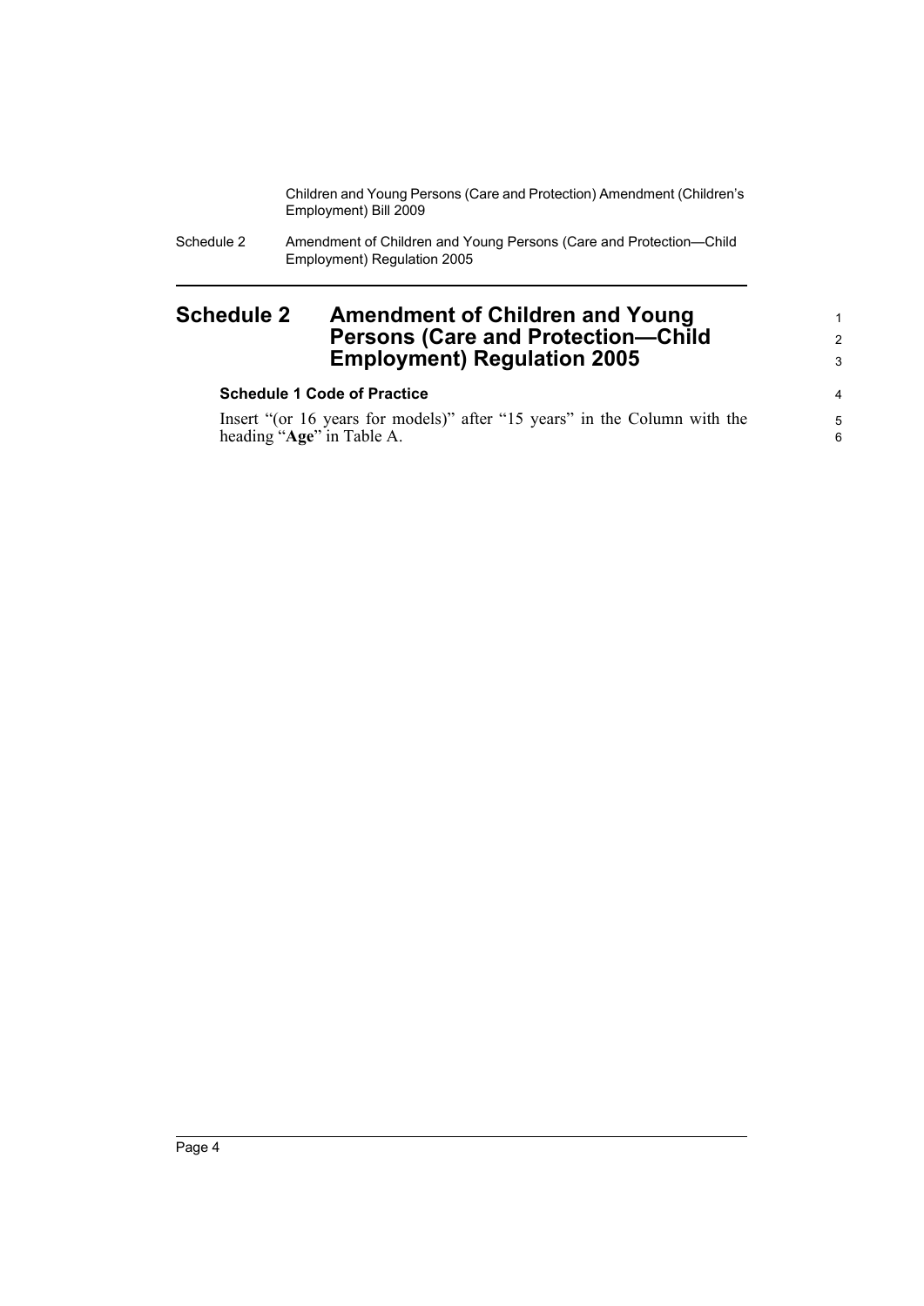# Schedule 2 Amendment of Children and Young Persons (Care and Protection—Child Employment) Regulation 2005

### Schedule 1 Code of Practice

Insert "(or 16 years for models)" after "15 years" in the Column with the heading "**Age**" in Table A.